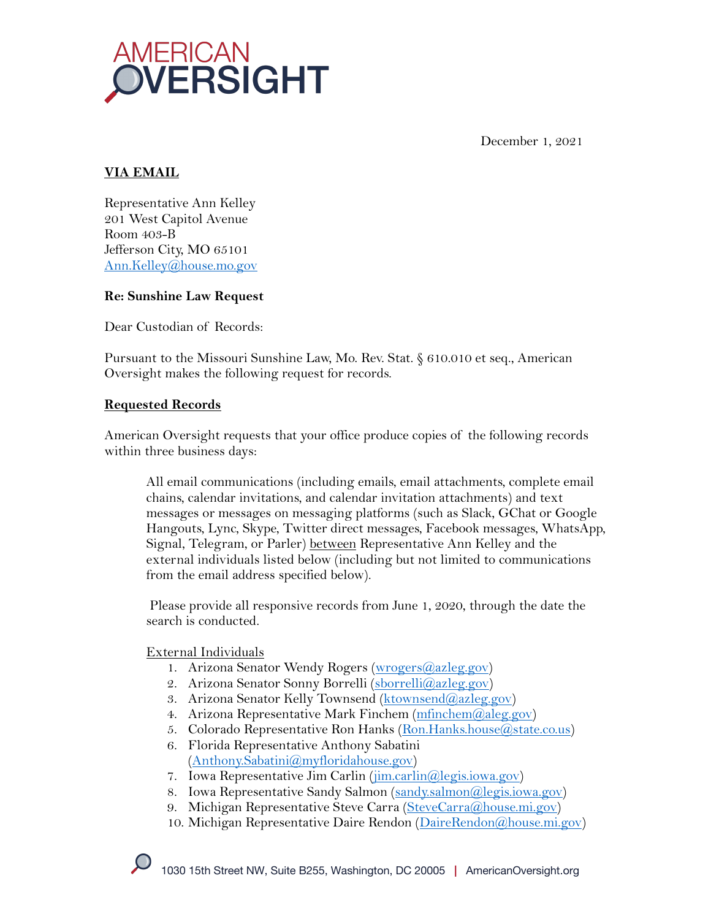AMERICAN OVERSIGHT

December 1, 2021

**VIA EMAIL**

Representative Ann Kelley
201 West Capitol Avenue
Room 403-B
Jefferson City, MO 65101
Ann.Kelley@house.mo.gov

**Re: Sunshine Law Request**

Dear Custodian of Records:

Pursuant to the Missouri Sunshine Law, Mo. Rev. Stat. § 610.010 et seq., American Oversight makes the following request for records.

**Requested Records**

American Oversight requests that your office produce copies of the following records within three business days:

> All email communications (including emails, email attachments, complete email chains, calendar invitations, and calendar invitation attachments) and text messages or messages on messaging platforms (such as Slack, GChat or Google Hangouts, Lync, Skype, Twitter direct messages, Facebook messages, WhatsApp, Signal, Telegram, or Parler) between Representative Ann Kelley and the external individuals listed below (including but not limited to communications from the email address specified below).
>
> Please provide all responsive records from June 1, 2020, through the date the search is conducted.
>
> External Individuals
> 1. Arizona Senator Wendy Rogers (wrogers@azleg.gov)
> 2. Arizona Senator Sonny Borrelli (sborrelli@azleg.gov)
> 3. Arizona Senator Kelly Townsend (ktownsend@azleg.gov)
> 4. Arizona Representative Mark Finchem (mfinchem@aleg.gov)
> 5. Colorado Representative Ron Hanks (Ron.Hanks.house@state.co.us)
> 6. Florida Representative Anthony Sabatini (Anthony.Sabatini@myfloridahouse.gov)
> 7. Iowa Representative Jim Carlin (jim.carlin@legis.iowa.gov)
> 8. Iowa Representative Sandy Salmon (sandy.salmon@legis.iowa.gov)
> 9. Michigan Representative Steve Carra (SteveCarra@house.mi.gov)
> 10. Michigan Representative Daire Rendon (DaireRendon@house.mi.gov)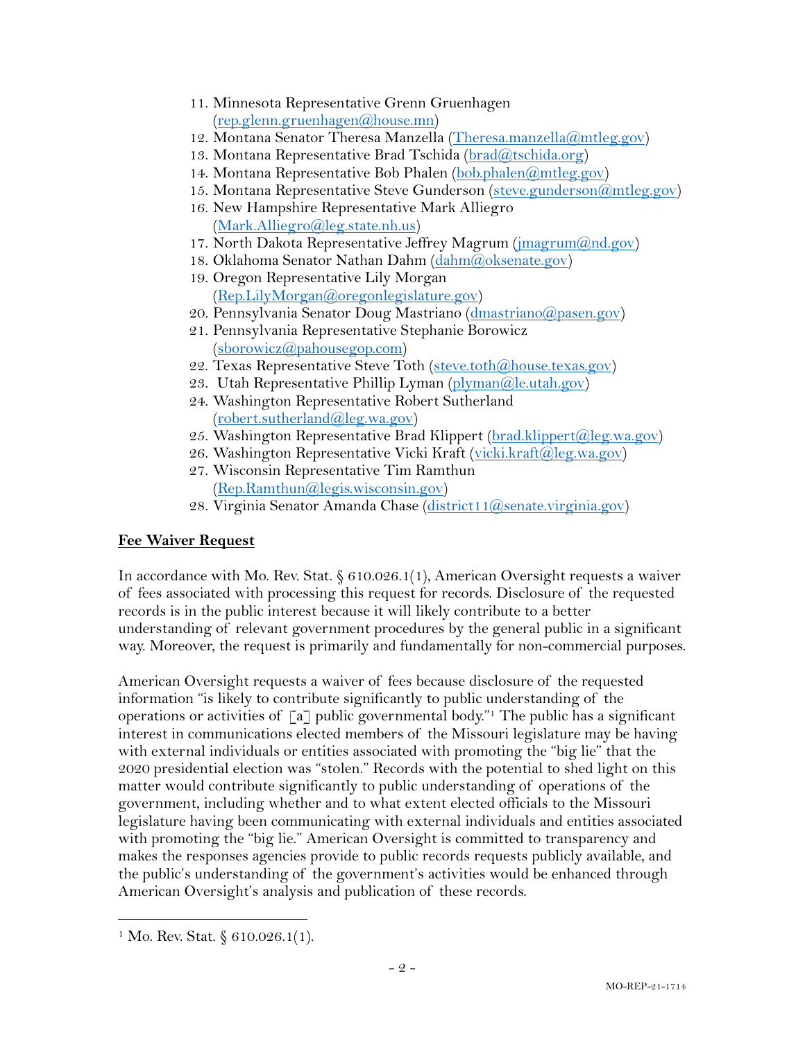11. Minnesota Representative Grenn Gruenhagen (rep.glenn.gruenhagen@house.mn)
12. Montana Senator Theresa Manzella (Theresa.manzella@mtleg.gov)
13. Montana Representative Brad Tschida (brad@tschida.org)
14. Montana Representative Bob Phalen (bob.phalen@mtleg.gov)
15. Montana Representative Steve Gunderson (steve.gunderson@mtleg.gov)
16. New Hampshire Representative Mark Alliegro (Mark.Alliegro@leg.state.nh.us)
17. North Dakota Representative Jeffrey Magrum (jmagrum@nd.gov)
18. Oklahoma Senator Nathan Dahm (dahm@oksenate.gov)
19. Oregon Representative Lily Morgan (Rep.LilyMorgan@oregonlegislature.gov)
20. Pennsylvania Senator Doug Mastriano (dmastriano@pasen.gov)
21. Pennsylvania Representative Stephanie Borowicz (sborowicz@pahousegop.com)
22. Texas Representative Steve Toth (steve.toth@house.texas.gov)
23. Utah Representative Phillip Lyman (plyman@le.utah.gov)
24. Washington Representative Robert Sutherland (robert.sutherland@leg.wa.gov)
25. Washington Representative Brad Klippert (brad.klippert@leg.wa.gov)
26. Washington Representative Vicki Kraft (vicki.kraft@leg.wa.gov)
27. Wisconsin Representative Tim Ramthun (Rep.Ramthun@legis.wisconsin.gov)
28. Virginia Senator Amanda Chase (district11@senate.virginia.gov)

## Fee Waiver Request

In accordance with Mo. Rev. Stat. § 610.026.1(1), American Oversight requests a waiver of fees associated with processing this request for records. Disclosure of the requested records is in the public interest because it will likely contribute to a better understanding of relevant government procedures by the general public in a significant way. Moreover, the request is primarily and fundamentally for non-commercial purposes.

American Oversight requests a waiver of fees because disclosure of the requested information "is likely to contribute significantly to public understanding of the operations or activities of [a] public governmental body."[1] The public has a significant interest in communications elected members of the Missouri legislature may be having with external individuals or entities associated with promoting the "big lie" that the 2020 presidential election was "stolen." Records with the potential to shed light on this matter would contribute significantly to public understanding of operations of the government, including whether and to what extent elected officials to the Missouri legislature having been communicating with external individuals and entities associated with promoting the "big lie." American Oversight is committed to transparency and makes the responses agencies provide to public records requests publicly available, and the public's understanding of the government's activities would be enhanced through American Oversight's analysis and publication of these records.

[1] Mo. Rev. Stat. § 610.026.1(1).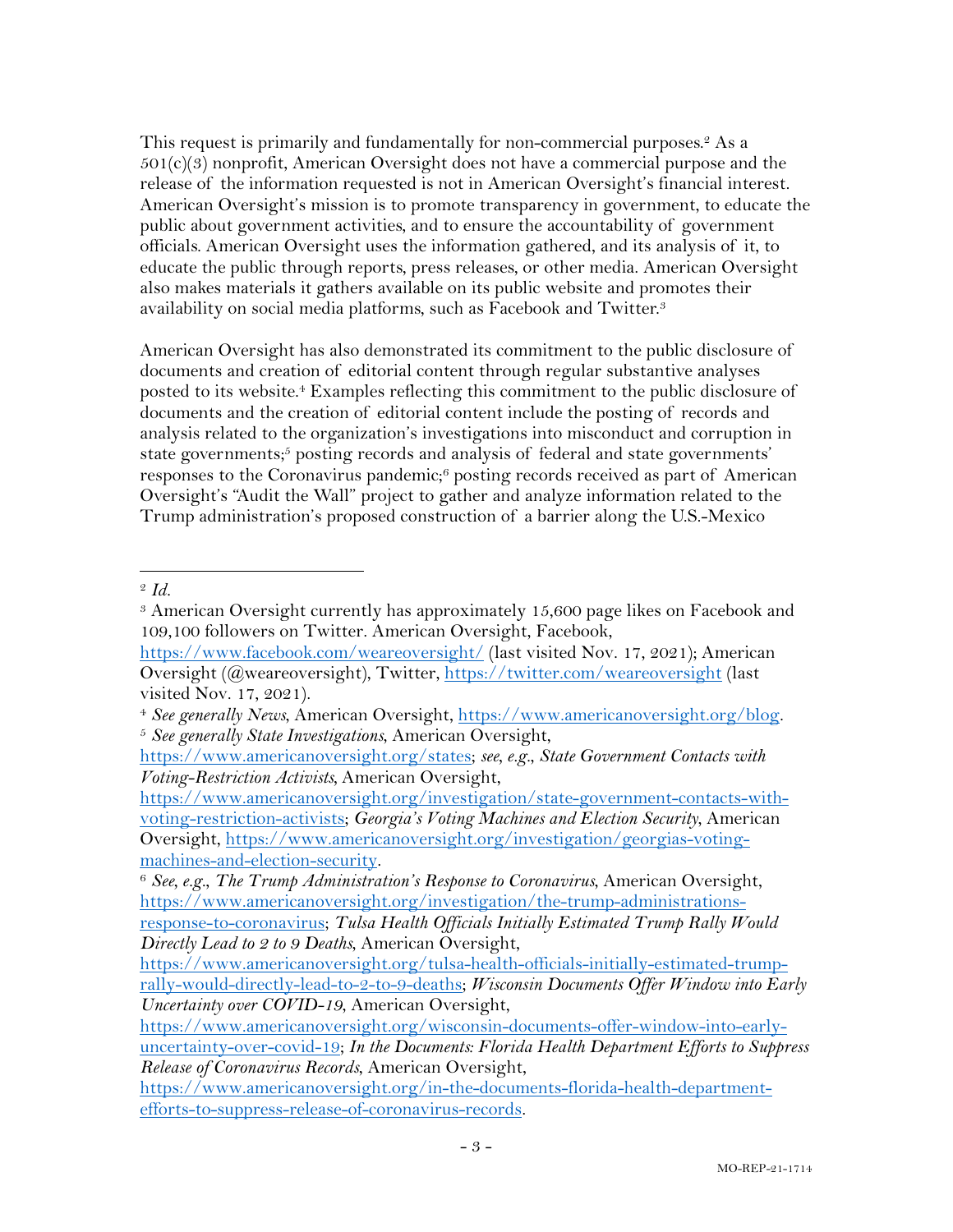This request is primarily and fundamentally for non-commercial purposes.[2] As a 501(c)(3) nonprofit, American Oversight does not have a commercial purpose and the release of the information requested is not in American Oversight's financial interest. American Oversight's mission is to promote transparency in government, to educate the public about government activities, and to ensure the accountability of government officials. American Oversight uses the information gathered, and its analysis of it, to educate the public through reports, press releases, or other media. American Oversight also makes materials it gathers available on its public website and promotes their availability on social media platforms, such as Facebook and Twitter.[3]

American Oversight has also demonstrated its commitment to the public disclosure of documents and creation of editorial content through regular substantive analyses posted to its website.[4] Examples reflecting this commitment to the public disclosure of documents and the creation of editorial content include the posting of records and analysis related to the organization's investigations into misconduct and corruption in state governments;[5] posting records and analysis of federal and state governments' responses to the Coronavirus pandemic;[6] posting records received as part of American Oversight's "Audit the Wall" project to gather and analyze information related to the Trump administration's proposed construction of a barrier along the U.S.-Mexico

---

[2] *Id.*

[3] American Oversight currently has approximately 15,600 page likes on Facebook and 109,100 followers on Twitter. American Oversight, Facebook, https://www.facebook.com/weareoversight/ (last visited Nov. 17, 2021); American Oversight (@weareoversight), Twitter, https://twitter.com/weareoversight (last visited Nov. 17, 2021).

[4] *See generally News*, American Oversight, https://www.americanoversight.org/blog.

[5] *See generally State Investigations*, American Oversight, https://www.americanoversight.org/states; *see, e.g.*, *State Government Contacts with Voting-Restriction Activists*, American Oversight, https://www.americanoversight.org/investigation/state-government-contacts-with-voting-restriction-activists; *Georgia's Voting Machines and Election Security*, American Oversight, https://www.americanoversight.org/investigation/georgias-voting-machines-and-election-security.

[6] *See, e.g.*, *The Trump Administration's Response to Coronavirus*, American Oversight, https://www.americanoversight.org/investigation/the-trump-administrations-response-to-coronavirus; *Tulsa Health Officials Initially Estimated Trump Rally Would Directly Lead to 2 to 9 Deaths*, American Oversight, https://www.americanoversight.org/tulsa-health-officials-initially-estimated-trump-rally-would-directly-lead-to-2-to-9-deaths; *Wisconsin Documents Offer Window into Early Uncertainty over COVID-19*, American Oversight, https://www.americanoversight.org/wisconsin-documents-offer-window-into-early-uncertainty-over-covid-19; *In the Documents: Florida Health Department Efforts to Suppress Release of Coronavirus Records*, American Oversight, https://www.americanoversight.org/in-the-documents-florida-health-department-efforts-to-suppress-release-of-coronavirus-records.

MO-REP-21-1714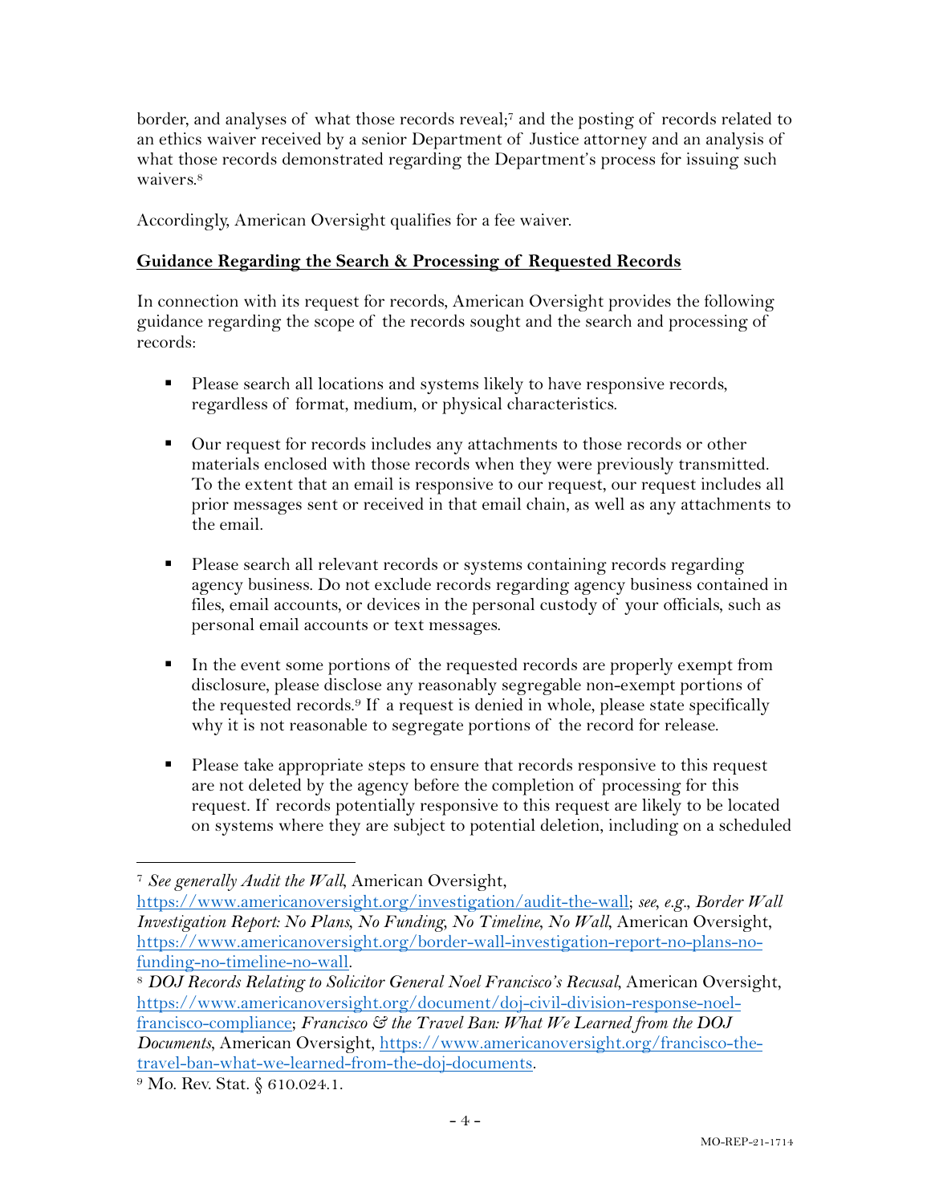border, and analyses of what those records reveal;[7] and the posting of records related to an ethics waiver received by a senior Department of Justice attorney and an analysis of what those records demonstrated regarding the Department's process for issuing such waivers.[8]

Accordingly, American Oversight qualifies for a fee waiver.

**Guidance Regarding the Search & Processing of Requested Records**

In connection with its request for records, American Oversight provides the following guidance regarding the scope of the records sought and the search and processing of records:

- Please search all locations and systems likely to have responsive records, regardless of format, medium, or physical characteristics.

- Our request for records includes any attachments to those records or other materials enclosed with those records when they were previously transmitted. To the extent that an email is responsive to our request, our request includes all prior messages sent or received in that email chain, as well as any attachments to the email.

- Please search all relevant records or systems containing records regarding agency business. Do not exclude records regarding agency business contained in files, email accounts, or devices in the personal custody of your officials, such as personal email accounts or text messages.

- In the event some portions of the requested records are properly exempt from disclosure, please disclose any reasonably segregable non-exempt portions of the requested records.[9] If a request is denied in whole, please state specifically why it is not reasonable to segregate portions of the record for release.

- Please take appropriate steps to ensure that records responsive to this request are not deleted by the agency before the completion of processing for this request. If records potentially responsive to this request are likely to be located on systems where they are subject to potential deletion, including on a scheduled

---

[7] *See generally Audit the Wall*, American Oversight, https://www.americanoversight.org/investigation/audit-the-wall; *see, e.g.*, *Border Wall Investigation Report: No Plans, No Funding, No Timeline, No Wall*, American Oversight, https://www.americanoversight.org/border-wall-investigation-report-no-plans-no-funding-no-timeline-no-wall.

[8] *DOJ Records Relating to Solicitor General Noel Francisco's Recusal*, American Oversight, https://www.americanoversight.org/document/doj-civil-division-response-noel-francisco-compliance; *Francisco & the Travel Ban: What We Learned from the DOJ Documents*, American Oversight, https://www.americanoversight.org/francisco-the-travel-ban-what-we-learned-from-the-doj-documents.

[9] Mo. Rev. Stat. § 610.024.1.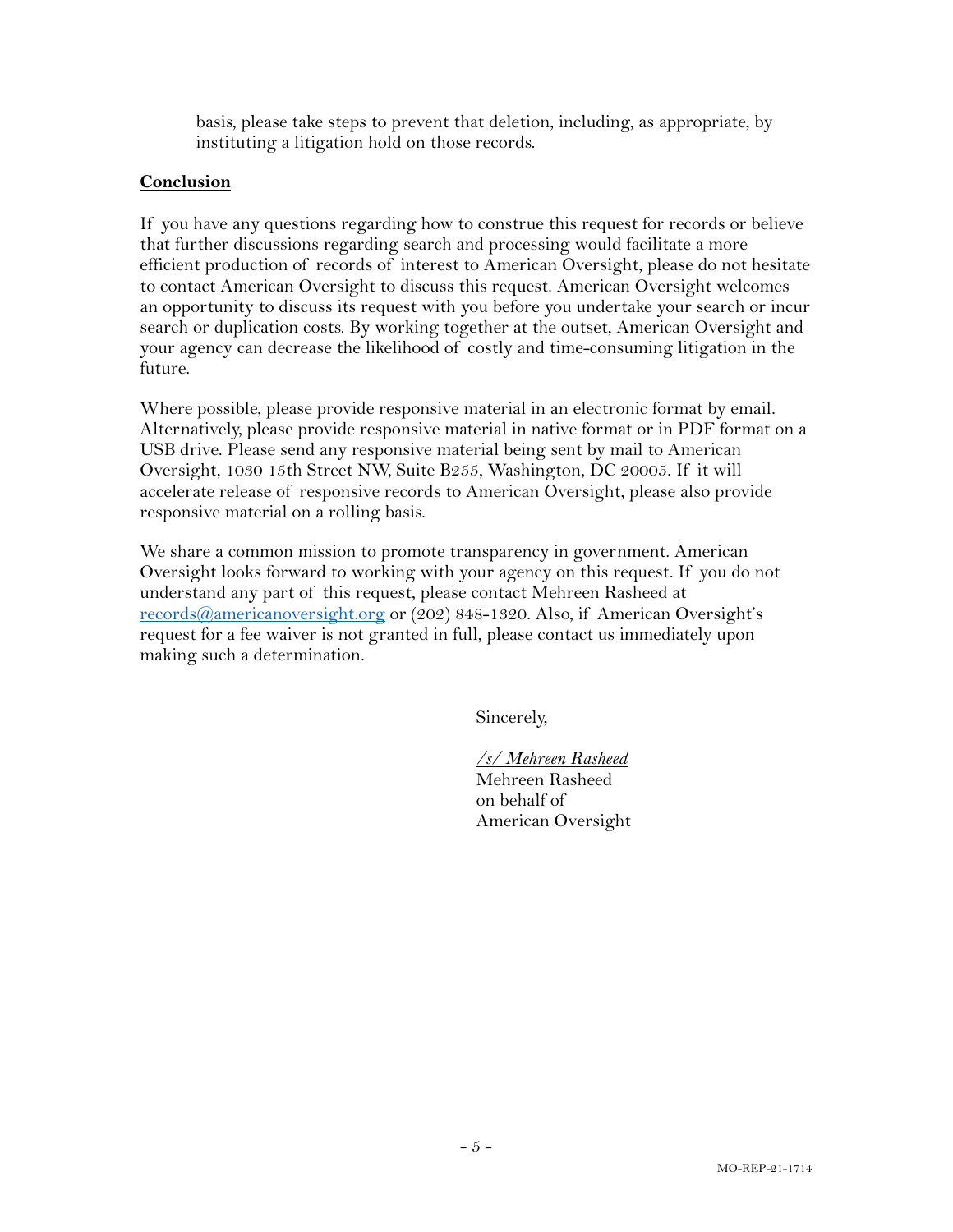basis, please take steps to prevent that deletion, including, as appropriate, by instituting a litigation hold on those records.

## Conclusion

If you have any questions regarding how to construe this request for records or believe that further discussions regarding search and processing would facilitate a more efficient production of records of interest to American Oversight, please do not hesitate to contact American Oversight to discuss this request. American Oversight welcomes an opportunity to discuss its request with you before you undertake your search or incur search or duplication costs. By working together at the outset, American Oversight and your agency can decrease the likelihood of costly and time-consuming litigation in the future.

Where possible, please provide responsive material in an electronic format by email. Alternatively, please provide responsive material in native format or in PDF format on a USB drive. Please send any responsive material being sent by mail to American Oversight, 1030 15th Street NW, Suite B255, Washington, DC 20005. If it will accelerate release of responsive records to American Oversight, please also provide responsive material on a rolling basis.

We share a common mission to promote transparency in government. American Oversight looks forward to working with your agency on this request. If you do not understand any part of this request, please contact Mehreen Rasheed at records@americanoversight.org or (202) 848-1320. Also, if American Oversight's request for a fee waiver is not granted in full, please contact us immediately upon making such a determination.

Sincerely,

*/s/ Mehreen Rasheed*
Mehreen Rasheed
on behalf of
American Oversight

MO-REP-21-1714